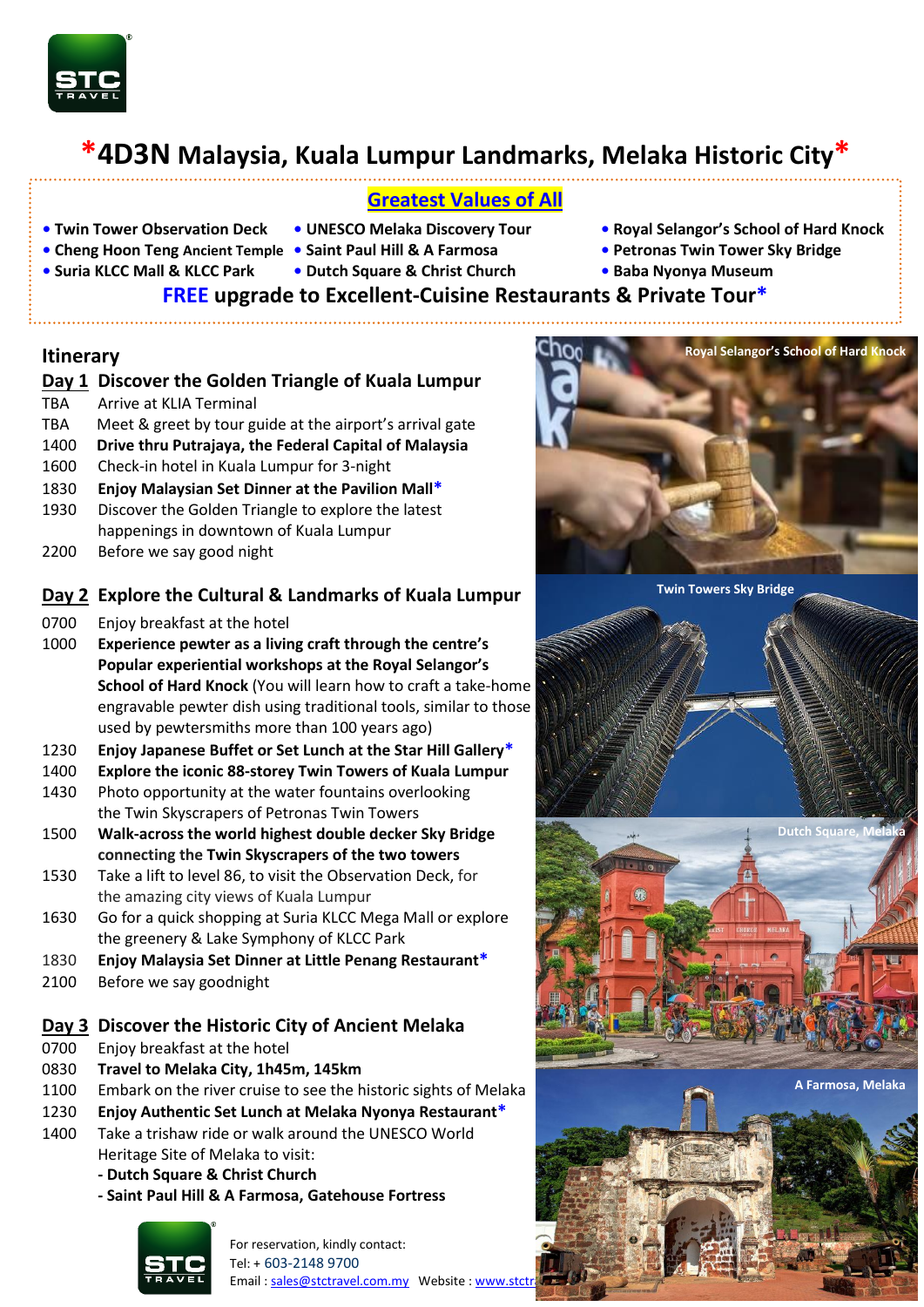# *4D3N Malaysia, Kuala Lumpur Landmarks, Melaka Historic City*

## Greatest Values of All

- Twin Tower Observation Deck
- Cheng Hoon Teng Ancient Temple
- Suria KLCC Mall & KLCC Park
- UNESCO Melaka Discovery Tour
- Saint Paul Hill & A Farmosa
- Dutch Square & Christ Church
- Royal Selangor's School of Hard Knock
- Petronas Twin Tower Sky Bridge
- Baba Nyonya Museum

**FREE upgrade to Excellent-Cuisine Restaurants & Private Tour***

## Itinerary

### Day 1 Discover the Golden Triangle of Kuala Lumpur

| | |
|---|---|
| TBA | Arrive at KLIA Terminal |
| TBA | Meet & greet by tour guide at the airport's arrival gate |
| 1400 | **Drive thru Putrajaya, the Federal Capital of Malaysia** |
| 1600 | Check-in hotel in Kuala Lumpur for 3-night |
| 1830 | **Enjoy Malaysian Set Dinner at the Pavilion Mall*** |
| 1930 | Discover the Golden Triangle to explore the latest happenings in downtown of Kuala Lumpur |
| 2200 | Before we say good night |

### Day 2 Explore the Cultural & Landmarks of Kuala Lumpur

| | |
|---|---|
| 0700 | Enjoy breakfast at the hotel |
| 1000 | **Experience pewter as a living craft through the centre's Popular experiential workshops at the Royal Selangor's School of Hard Knock** (You will learn how to craft a take-home engravable pewter dish using traditional tools, similar to those used by pewtersmiths more than 100 years ago) |
| 1230 | **Enjoy Japanese Buffet or Set Lunch at the Star Hill Gallery*** |
| 1400 | **Explore the iconic 88-storey Twin Towers of Kuala Lumpur** |
| 1430 | Photo opportunity at the water fountains overlooking the Twin Skyscrapers of Petronas Twin Towers |
| 1500 | **Walk-across the world highest double decker Sky Bridge connecting the Twin Skyscrapers of the two towers** |
| 1530 | Take a lift to level 86, to visit the Observation Deck, for the amazing city views of Kuala Lumpur |
| 1630 | Go for a quick shopping at Suria KLCC Mega Mall or explore the greenery & Lake Symphony of KLCC Park |
| 1830 | **Enjoy Malaysia Set Dinner at Little Penang Restaurant*** |
| 2100 | Before we say goodnight |

### Day 3 Discover the Historic City of Ancient Melaka

| | |
|---|---|
| 0700 | Enjoy breakfast at the hotel |
| 0830 | **Travel to Melaka City, 1h45m, 145km** |
| 1100 | Embark on the river cruise to see the historic sights of Melaka |
| 1230 | **Enjoy Authentic Set Lunch at Melaka Nyonya Restaurant*** |
| 1400 | Take a trishaw ride or walk around the UNESCO World Heritage Site of Melaka to visit:<br>**- Dutch Square & Christ Church**<br>**- Saint Paul Hill & A Farmosa, Gatehouse Fortress** |

Royal Selangor's School of Hard Knock

Twin Towers Sky Bridge

Dutch Square, Melaka

A Farmosa, Melaka

For reservation, kindly contact:
Tel: + 603-2148 9700
Email : sales@stctravel.com.my Website : www.stctr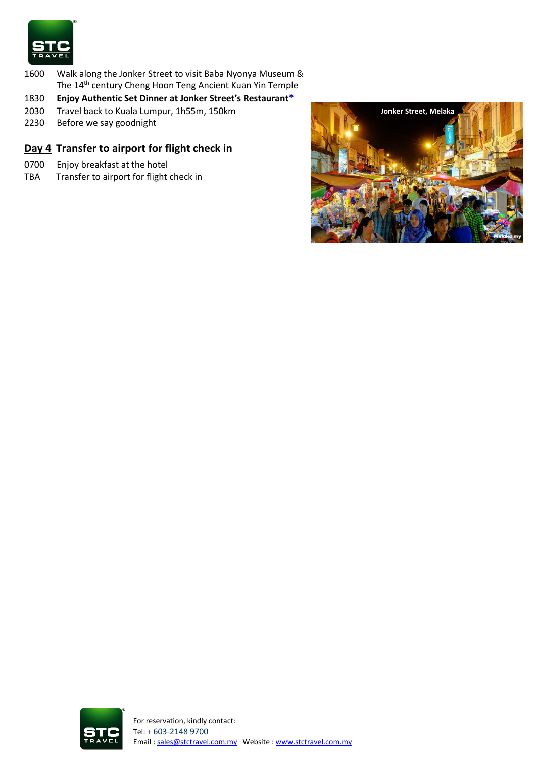1600 Walk along the Jonker Street to visit Baba Nyonya Museum & The 14th century Cheng Hoon Teng Ancient Kuan Yin Temple

1830 **Enjoy Authentic Set Dinner at Jonker Street's Restaurant***

2030 Travel back to Kuala Lumpur, 1h55m, 150km

2230 Before we say goodnight

## Day 4 Transfer to airport for flight check in

0700 Enjoy breakfast at the hotel

TBA Transfer to airport for flight check in

Jonker Street, Melaka

For reservation, kindly contact:
Tel: + 603-2148 9700
Email : sales@stctravel.com.my Website : www.stctravel.com.my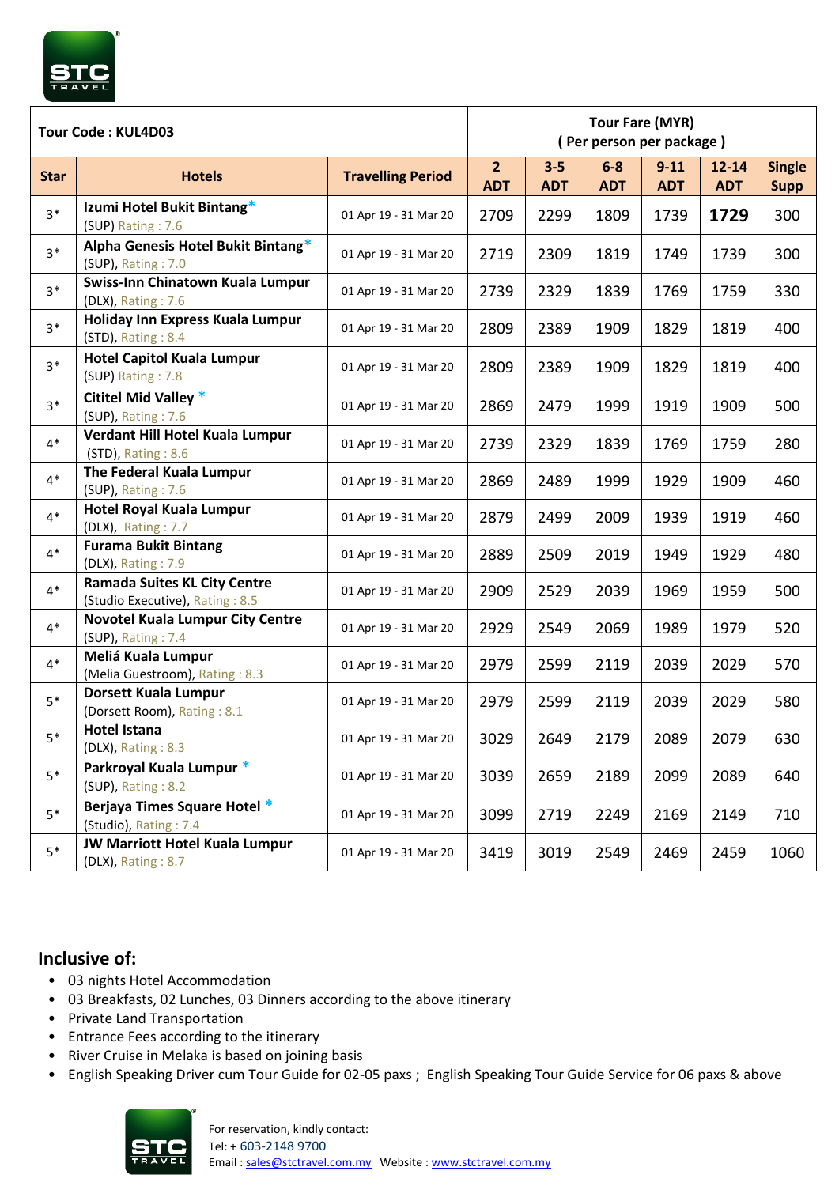| Tour Code : KUL4D03 | | | Tour Fare (MYR) ( Per person per package ) | | | | | |
|---|---|---|---|---|---|---|---|---|
| Star | Hotels | Travelling Period | 2 ADT | 3-5 ADT | 6-8 ADT | 9-11 ADT | 12-14 ADT | Single Supp |
| 3* | Izumi Hotel Bukit Bintang* (SUP) Rating : 7.6 | 01 Apr 19 - 31 Mar 20 | 2709 | 2299 | 1809 | 1739 | **1729** | 300 |
| 3* | Alpha Genesis Hotel Bukit Bintang* (SUP), Rating : 7.0 | 01 Apr 19 - 31 Mar 20 | 2719 | 2309 | 1819 | 1749 | 1739 | 300 |
| 3* | Swiss-Inn Chinatown Kuala Lumpur (DLX), Rating : 7.6 | 01 Apr 19 - 31 Mar 20 | 2739 | 2329 | 1839 | 1769 | 1759 | 330 |
| 3* | Holiday Inn Express Kuala Lumpur (STD), Rating : 8.4 | 01 Apr 19 - 31 Mar 20 | 2809 | 2389 | 1909 | 1829 | 1819 | 400 |
| 3* | Hotel Capitol Kuala Lumpur (SUP) Rating : 7.8 | 01 Apr 19 - 31 Mar 20 | 2809 | 2389 | 1909 | 1829 | 1819 | 400 |
| 3* | Cititel Mid Valley * (SUP), Rating : 7.6 | 01 Apr 19 - 31 Mar 20 | 2869 | 2479 | 1999 | 1919 | 1909 | 500 |
| 4* | Verdant Hill Hotel Kuala Lumpur (STD), Rating : 8.6 | 01 Apr 19 - 31 Mar 20 | 2739 | 2329 | 1839 | 1769 | 1759 | 280 |
| 4* | The Federal Kuala Lumpur (SUP), Rating : 7.6 | 01 Apr 19 - 31 Mar 20 | 2869 | 2489 | 1999 | 1929 | 1909 | 460 |
| 4* | Hotel Royal Kuala Lumpur (DLX), Rating : 7.7 | 01 Apr 19 - 31 Mar 20 | 2879 | 2499 | 2009 | 1939 | 1919 | 460 |
| 4* | Furama Bukit Bintang (DLX), Rating : 7.9 | 01 Apr 19 - 31 Mar 20 | 2889 | 2509 | 2019 | 1949 | 1929 | 480 |
| 4* | Ramada Suites KL City Centre (Studio Executive), Rating : 8.5 | 01 Apr 19 - 31 Mar 20 | 2909 | 2529 | 2039 | 1969 | 1959 | 500 |
| 4* | Novotel Kuala Lumpur City Centre (SUP), Rating : 7.4 | 01 Apr 19 - 31 Mar 20 | 2929 | 2549 | 2069 | 1989 | 1979 | 520 |
| 4* | Meliá Kuala Lumpur (Melia Guestroom), Rating : 8.3 | 01 Apr 19 - 31 Mar 20 | 2979 | 2599 | 2119 | 2039 | 2029 | 570 |
| 5* | Dorsett Kuala Lumpur (Dorsett Room), Rating : 8.1 | 01 Apr 19 - 31 Mar 20 | 2979 | 2599 | 2119 | 2039 | 2029 | 580 |
| 5* | Hotel Istana (DLX), Rating : 8.3 | 01 Apr 19 - 31 Mar 20 | 3029 | 2649 | 2179 | 2089 | 2079 | 630 |
| 5* | Parkroyal Kuala Lumpur * (SUP), Rating : 8.2 | 01 Apr 19 - 31 Mar 20 | 3039 | 2659 | 2189 | 2099 | 2089 | 640 |
| 5* | Berjaya Times Square Hotel * (Studio), Rating : 7.4 | 01 Apr 19 - 31 Mar 20 | 3099 | 2719 | 2249 | 2169 | 2149 | 710 |
| 5* | JW Marriott Hotel Kuala Lumpur (DLX), Rating : 8.7 | 01 Apr 19 - 31 Mar 20 | 3419 | 3019 | 2549 | 2469 | 2459 | 1060 |

## Inclusive of:

- 03 nights Hotel Accommodation
- 03 Breakfasts, 02 Lunches, 03 Dinners according to the above itinerary
- Private Land Transportation
- Entrance Fees according to the itinerary
- River Cruise in Melaka is based on joining basis
- English Speaking Driver cum Tour Guide for 02-05 paxs ; English Speaking Tour Guide Service for 06 paxs & above

For reservation, kindly contact:
Tel: + 603-2148 9700
Email : sales@stctravel.com.my Website : www.stctravel.com.my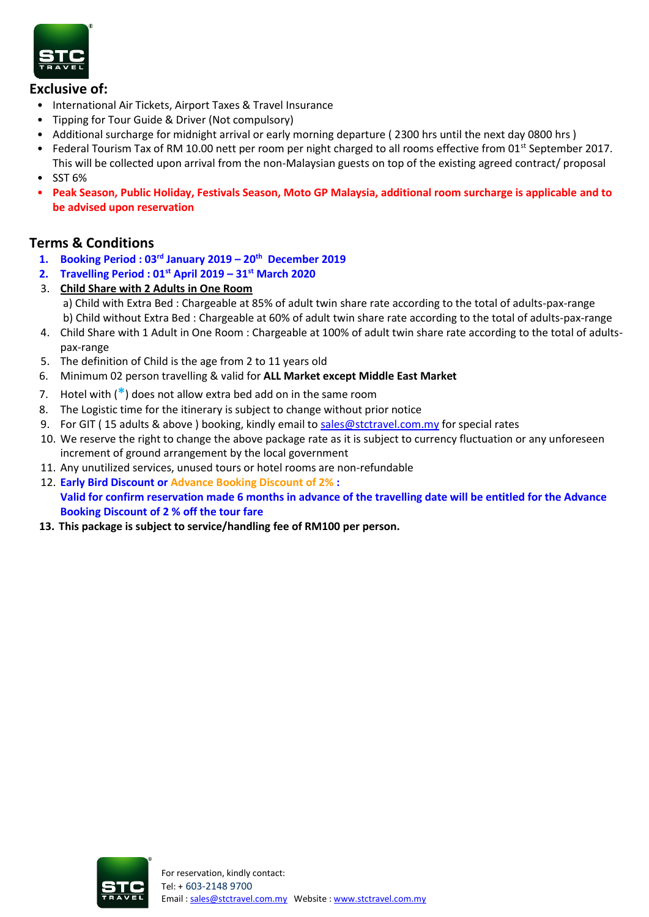## Exclusive of:

- International Air Tickets, Airport Taxes & Travel Insurance
- Tipping for Tour Guide & Driver (Not compulsory)
- Additional surcharge for midnight arrival or early morning departure ( 2300 hrs until the next day 0800 hrs )
- Federal Tourism Tax of RM 10.00 nett per room per night charged to all rooms effective from 01st September 2017. This will be collected upon arrival from the non-Malaysian guests on top of the existing agreed contract/ proposal
- SST 6%
- **Peak Season, Public Holiday, Festivals Season, Moto GP Malaysia, additional room surcharge is applicable and to be advised upon reservation**

## Terms & Conditions

1. **Booking Period : 03rd January 2019 – 20th December 2019**
2. **Travelling Period : 01st April 2019 – 31st March 2020**
3. **Child Share with 2 Adults in One Room**
   a) Child with Extra Bed : Chargeable at 85% of adult twin share rate according to the total of adults-pax-range
   b) Child without Extra Bed : Chargeable at 60% of adult twin share rate according to the total of adults-pax-range
4. Child Share with 1 Adult in One Room : Chargeable at 100% of adult twin share rate according to the total of adults-pax-range
5. The definition of Child is the age from 2 to 11 years old
6. Minimum 02 person travelling & valid for **ALL Market except Middle East Market**
7. Hotel with (*) does not allow extra bed add on in the same room
8. The Logistic time for the itinerary is subject to change without prior notice
9. For GIT ( 15 adults & above ) booking, kindly email to sales@stctravel.com.my for special rates
10. We reserve the right to change the above package rate as it is subject to currency fluctuation or any unforeseen increment of ground arrangement by the local government
11. Any unutilized services, unused tours or hotel rooms are non-refundable
12. **Early Bird Discount or Advance Booking Discount of 2% :**
    **Valid for confirm reservation made 6 months in advance of the travelling date will be entitled for the Advance Booking Discount of 2 % off the tour fare**
13. **This package is subject to service/handling fee of RM100 per person.**

For reservation, kindly contact:
Tel: + 603-2148 9700
Email : sales@stctravel.com.my Website : www.stctravel.com.my